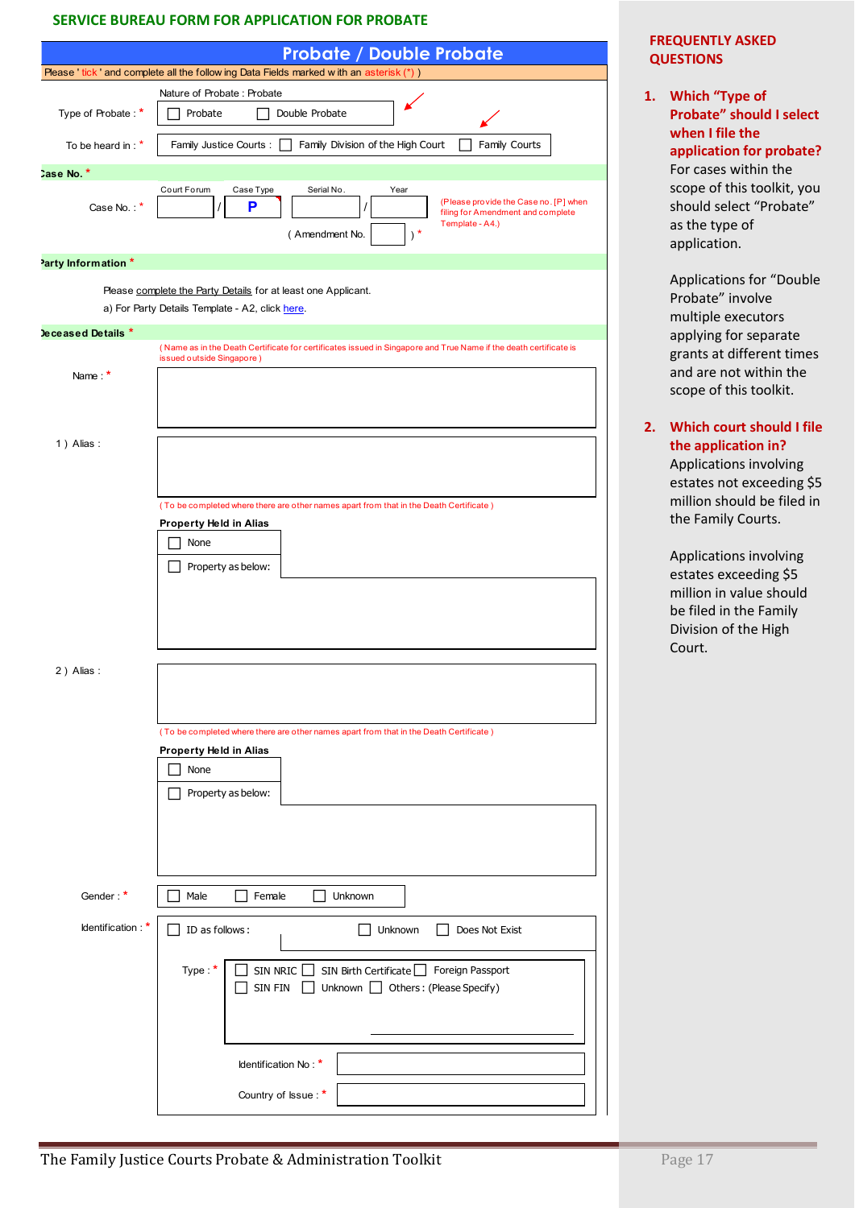## SERVICE BUREAU FORM FOR APPLICATION FOR PROBATE

### Probate / Double Probate

Please ' tick ' and complete all the following Data Fields marked with an asterisk (*) )

Nature of Probate : Probate

Type of Probate : * ☐ Probate ☐ Double Probate

To be heard in : * Family Justice Courts : ☐ Family Division of the High Court ☐ Family Courts

**Case No. ***

Case No. : * Court Forum ____ / Case Type **P** / Serial No. ____ / Year ____ (Please provide the Case no. [P] when filing for Amendment and complete Template - A4.)

( Amendment No. ____ ) *

**Party Information ***

Please complete the Party Details for at least one Applicant.

a) For Party Details Template - A2, click here.

**Deceased Details ***

( Name as in the Death Certificate for certificates issued in Singapore and True Name if the death certificate is issued outside Singapore )

Name : *

1 ) Alias :

( To be completed where there are other names apart from that in the Death Certificate )

**Property Held in Alias**

☐ None

☐ Property as below:

2 ) Alias :

( To be completed where there are other names apart from that in the Death Certificate )

**Property Held in Alias**

☐ None

☐ Property as below:

Gender : * ☐ Male ☐ Female ☐ Unknown

Identification : * ☐ ID as follows : ☐ Unknown ☐ Does Not Exist

Type : * ☐ SIN NRIC ☐ SIN Birth Certificate ☐ Foreign Passport ☐ SIN FIN ☐ Unknown ☐ Others : (Please Specify)

Identification No : *

Country of Issue : *

**FREQUENTLY ASKED QUESTIONS**

1. **Which "Type of Probate" should I select when I file the application for probate?**
   For cases within the scope of this toolkit, you should select "Probate" as the type of application.

   Applications for "Double Probate" involve multiple executors applying for separate grants at different times and are not within the scope of this toolkit.

2. **Which court should I file the application in?**
   Applications involving estates not exceeding $5 million should be filed in the Family Courts.

   Applications involving estates exceeding $5 million in value should be filed in the Family Division of the High Court.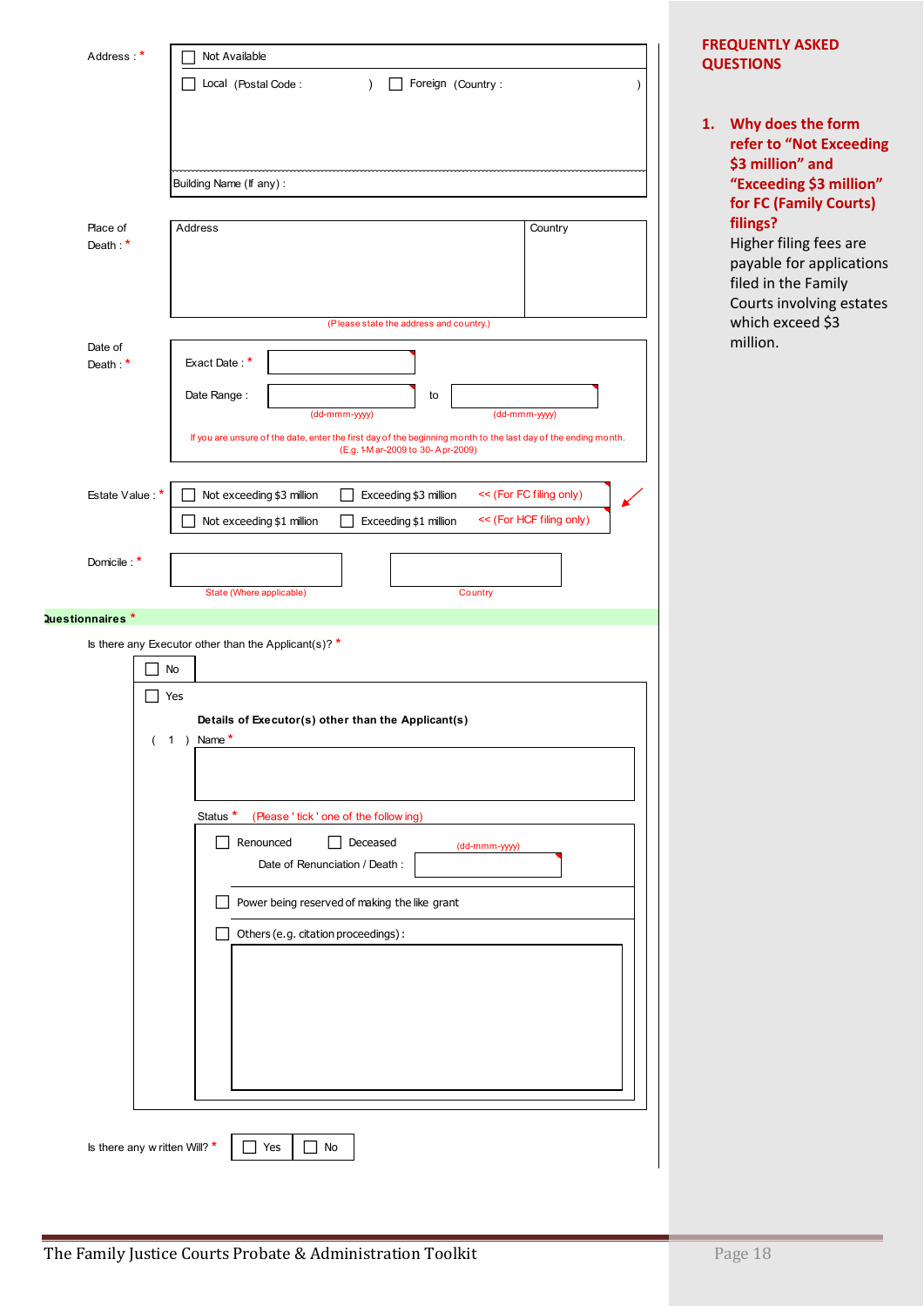Address : *

- ☐ Not Available
- ☐ Local (Postal Code : ) ☐ Foreign (Country : )

Building Name (If any) :

Place of Death : *

| Address | Country |
| --- | --- |
| | |

(Please state the address and country.)

Date of Death : *

Exact Date : *

Date Range : (dd-mmm-yyyy) to (dd-mmm-yyyy)

If you are unsure of the date, enter the first day of the beginning month to the last day of the ending month. (E.g. 1-Mar-2009 to 30-Apr-2009)

Estate Value : *

- ☐ Not exceeding $3 million ☐ Exceeding $3 million << (For FC filing only)
- ☐ Not exceeding $1 million ☐ Exceeding $1 million << (For HCF filing only)

Domicile : *

State (Where applicable) Country

## Questionnaires *

Is there any Executor other than the Applicant(s)? *

- ☐ No
- ☐ Yes

**Details of Executor(s) other than the Applicant(s)**

( 1 ) Name *

Status * (Please ' tick ' one of the following)

- ☐ Renounced ☐ Deceased (dd-mmm-yyyy)

  Date of Renunciation / Death :

- ☐ Power being reserved of making the like grant
- ☐ Others (e.g. citation proceedings) :

Is there any written Will? * ☐ Yes ☐ No

## FREQUENTLY ASKED QUESTIONS

1. **Why does the form refer to "Not Exceeding $3 million" and "Exceeding $3 million" for FC (Family Courts) filings?**
   Higher filing fees are payable for applications filed in the Family Courts involving estates which exceed $3 million.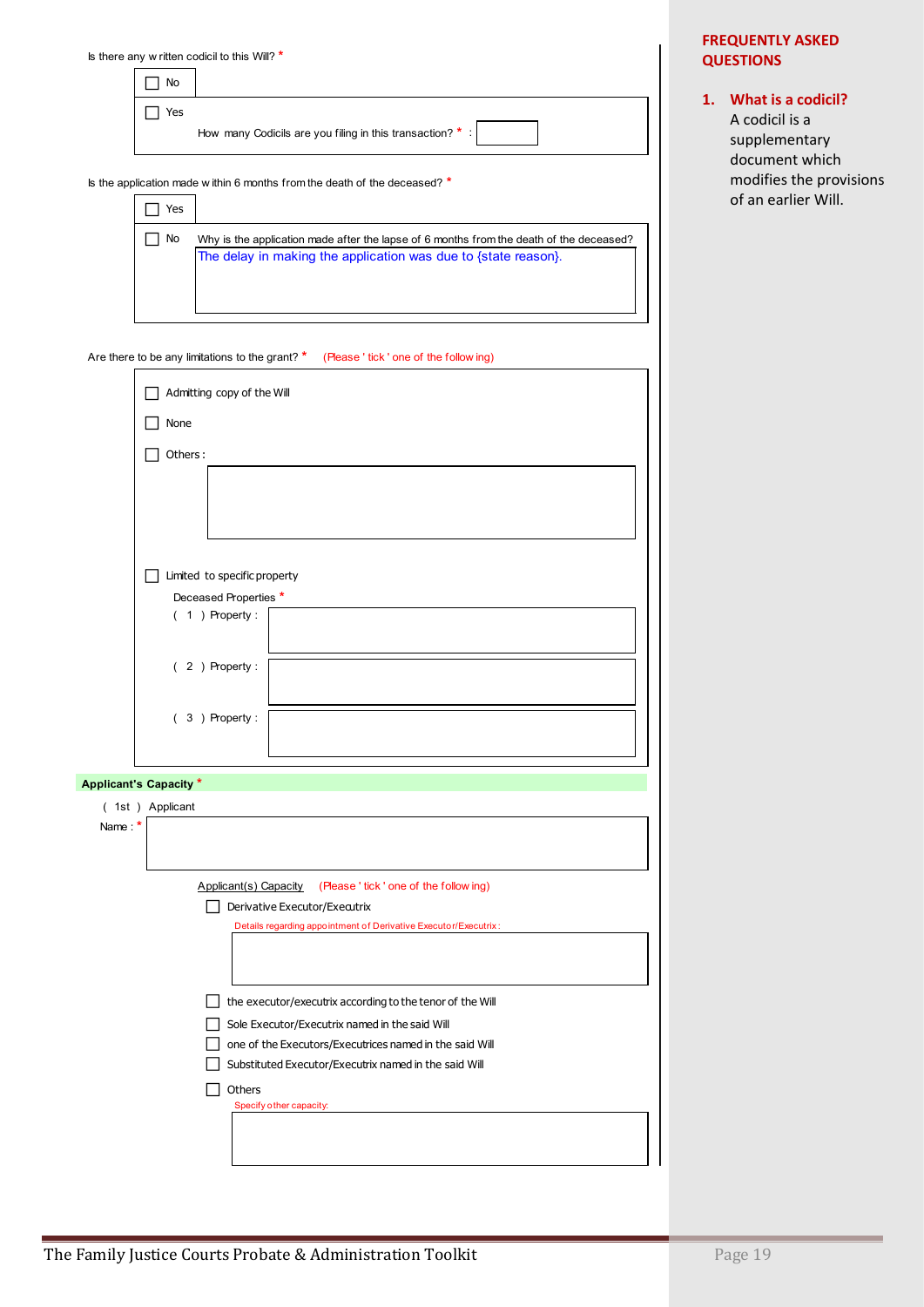Is there any written codicil to this Will? *

- [ ] No
- [ ] Yes

  How many Codicils are you filing in this transaction? * :

Is the application made within 6 months from the death of the deceased? *

- [ ] Yes
- [ ] No

  Why is the application made after the lapse of 6 months from the death of the deceased?

  The delay in making the application was due to {state reason}.

Are there to be any limitations to the grant? * (Please ' tick ' one of the following)

- [ ] Admitting copy of the Will
- [ ] None
- [ ] Others :
- [ ] Limited to specific property

  Deceased Properties *

  ( 1 ) Property :

  ( 2 ) Property :

  ( 3 ) Property :

**Applicant's Capacity** *

( 1st ) Applicant

Name : *

Applicant(s) Capacity (Please ' tick ' one of the following)

- [ ] Derivative Executor/Executrix

  Details regarding appointment of Derivative Executor/Executrix :

- [ ] the executor/executrix according to the tenor of the Will
- [ ] Sole Executor/Executrix named in the said Will
- [ ] one of the Executors/Executrices named in the said Will
- [ ] Substituted Executor/Executrix named in the said Will
- [ ] Others

  Specify other capacity:

## FREQUENTLY ASKED QUESTIONS

**1. What is a codicil?**

A codicil is a supplementary document which modifies the provisions of an earlier Will.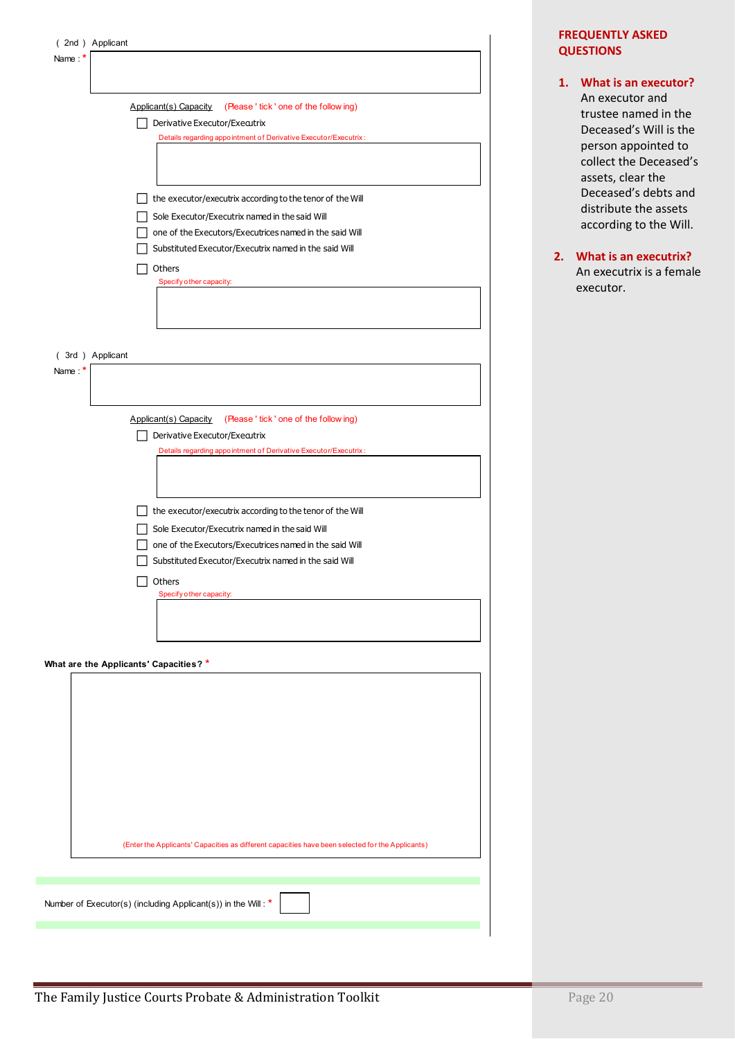( 2nd ) Applicant

Name : *

Applicant(s) Capacity (Please ' tick ' one of the following)

- [ ] Derivative Executor/Executrix

  Details regarding appointment of Derivative Executor/Executrix :

- [ ] the executor/executrix according to the tenor of the Will
- [ ] Sole Executor/Executrix named in the said Will
- [ ] one of the Executors/Executrices named in the said Will
- [ ] Substituted Executor/Executrix named in the said Will
- [ ] Others

  Specify other capacity:

( 3rd ) Applicant

Name : *

Applicant(s) Capacity (Please ' tick ' one of the following)

- [ ] Derivative Executor/Executrix

  Details regarding appointment of Derivative Executor/Executrix :

- [ ] the executor/executrix according to the tenor of the Will
- [ ] Sole Executor/Executrix named in the said Will
- [ ] one of the Executors/Executrices named in the said Will
- [ ] Substituted Executor/Executrix named in the said Will
- [ ] Others

  Specify other capacity:

**What are the Applicants' Capacities? ***

(Enter the Applicants' Capacities as different capacities have been selected for the Applicants)

Number of Executor(s) (including Applicant(s)) in the Will : *

## FREQUENTLY ASKED QUESTIONS

1. **What is an executor?**
   An executor and trustee named in the Deceased's Will is the person appointed to collect the Deceased's assets, clear the Deceased's debts and distribute the assets according to the Will.

2. **What is an executrix?**
   An executrix is a female executor.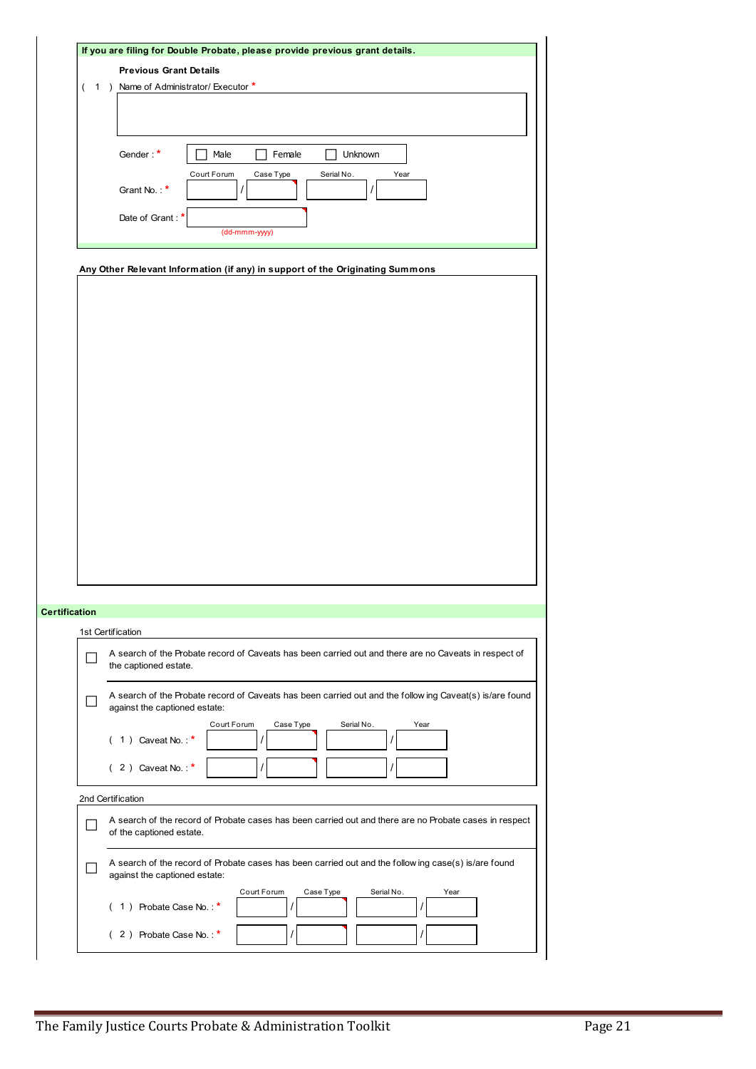**If you are filing for Double Probate, please provide previous grant details.**

**Previous Grant Details**

( 1 ) Name of Administrator/ Executor *

Gender : * ☐ Male ☐ Female ☐ Unknown

| | Court Forum | | Case Type | | Serial No. | | Year |
|---|---|---|---|---|---|---|---|
| Grant No. : * | | / | | | | / | |

Date of Grant : * (dd-mmm-yyyy)

**Any Other Relevant Information (if any) in support of the Originating Summons**

**Certification**

1st Certification

☐ A search of the Probate record of Caveats has been carried out and there are no Caveats in respect of the captioned estate.

☐ A search of the Probate record of Caveats has been carried out and the following Caveat(s) is/are found against the captioned estate:

| | Court Forum | | Case Type | | Serial No. | | Year |
|---|---|---|---|---|---|---|---|
| ( 1 ) Caveat No. : * | | / | | | | / | |
| ( 2 ) Caveat No. : * | | / | | | | / | |

2nd Certification

☐ A search of the record of Probate cases has been carried out and there are no Probate cases in respect of the captioned estate.

☐ A search of the record of Probate cases has been carried out and the following case(s) is/are found against the captioned estate:

| | Court Forum | | Case Type | | Serial No. | | Year |
|---|---|---|---|---|---|---|---|
| ( 1 ) Probate Case No. : * | | / | | | | / | |
| ( 2 ) Probate Case No. : * | | / | | | | / | |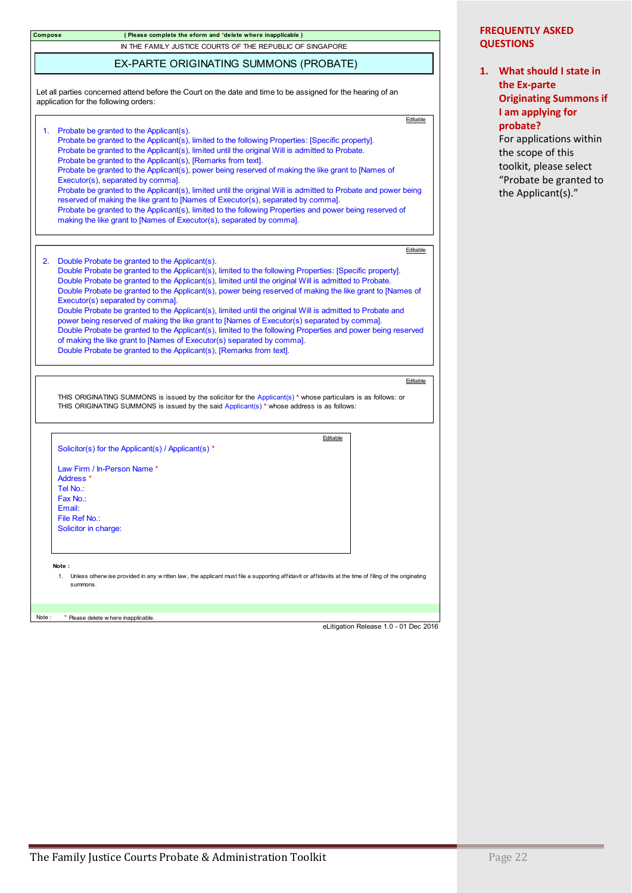Compose ( Please complete the eform and *delete where inapplicable )

IN THE FAMILY JUSTICE COURTS OF THE REPUBLIC OF SINGAPORE

## EX-PARTE ORIGINATING SUMMONS (PROBATE)

Let all parties concerned attend before the Court on the date and time to be assigned for the hearing of an application for the following orders:

Editable

1. Probate be granted to the Applicant(s).
   Probate be granted to the Applicant(s), limited to the following Properties: [Specific property].
   Probate be granted to the Applicant(s), limited until the original Will is admitted to Probate.
   Probate be granted to the Applicant(s), [Remarks from text].
   Probate be granted to the Applicant(s), power being reserved of making the like grant to [Names of Executor(s), separated by comma].
   Probate be granted to the Applicant(s), limited until the original Will is admitted to Probate and power being reserved of making the like grant to [Names of Executor(s), separated by comma].
   Probate be granted to the Applicant(s), limited to the following Properties and power being reserved of making the like grant to [Names of Executor(s), separated by comma].

Editable

2. Double Probate be granted to the Applicant(s).
   Double Probate be granted to the Applicant(s), limited to the following Properties: [Specific property].
   Double Probate be granted to the Applicant(s), limited until the original Will is admitted to Probate.
   Double Probate be granted to the Applicant(s), power being reserved of making the like grant to [Names of Executor(s) separated by comma].
   Double Probate be granted to the Applicant(s), limited until the original Will is admitted to Probate and power being reserved of making the like grant to [Names of Executor(s) separated by comma].
   Double Probate be granted to the Applicant(s), limited to the following Properties and power being reserved of making the like grant to [Names of Executor(s) separated by comma].
   Double Probate be granted to the Applicant(s), [Remarks from text].

Editable

THIS ORIGINATING SUMMONS is issued by the solicitor for the Applicant(s) * whose particulars is as follows: or
THIS ORIGINATING SUMMONS is issued by the said Applicant(s) * whose address is as follows:

Editable

Solicitor(s) for the Applicant(s) / Applicant(s) *

Law Firm / In-Person Name *
Address *
Tel No.:
Fax No.:
Email:
File Ref No.:
Solicitor in charge:

**Note :**

1. Unless otherwise provided in any written law, the applicant must file a supporting affidavit or affidavits at the time of filing of the originating summons.

Note : * Please delete where inapplicable.

eLitigation Release 1.0 - 01 Dec 2016

## FREQUENTLY ASKED QUESTIONS

1. **What should I state in the Ex-parte Originating Summons if I am applying for probate?**
   For applications within the scope of this toolkit, please select "Probate be granted to the Applicant(s)."